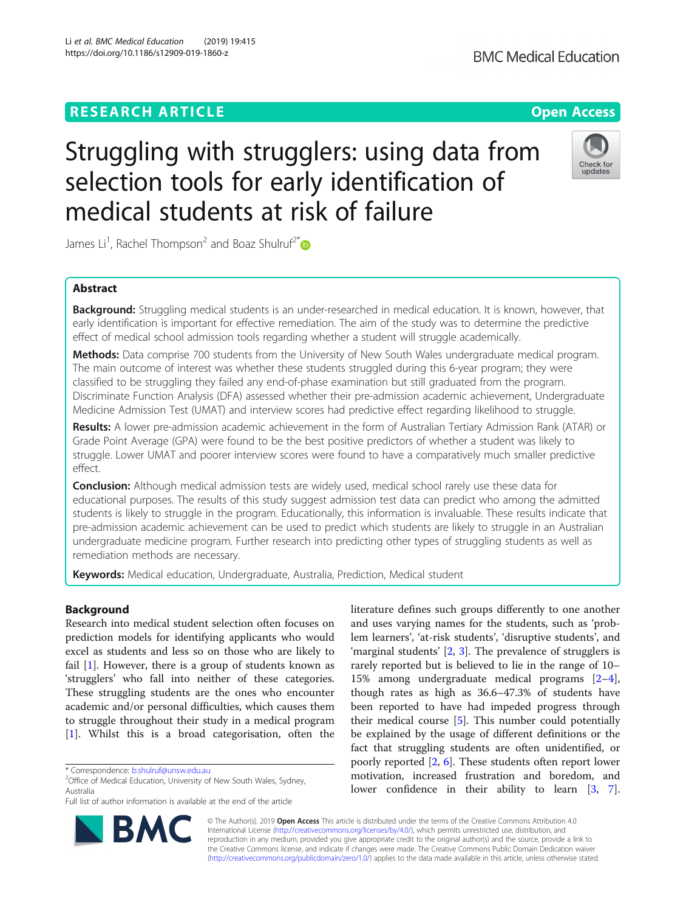RESEARCH ARTICLE

Open Access

# Struggling with strugglers: using data from selection tools for early identification of medical students at risk of failure

James Li[1], Rachel Thompson[2] and Boaz Shulruf[2*]

## Abstract

**Background:** Struggling medical students is an under-researched in medical education. It is known, however, that early identification is important for effective remediation. The aim of the study was to determine the predictive effect of medical school admission tools regarding whether a student will struggle academically.

**Methods:** Data comprise 700 students from the University of New South Wales undergraduate medical program. The main outcome of interest was whether these students struggled during this 6-year program; they were classified to be struggling they failed any end-of-phase examination but still graduated from the program. Discriminate Function Analysis (DFA) assessed whether their pre-admission academic achievement, Undergraduate Medicine Admission Test (UMAT) and interview scores had predictive effect regarding likelihood to struggle.

**Results:** A lower pre-admission academic achievement in the form of Australian Tertiary Admission Rank (ATAR) or Grade Point Average (GPA) were found to be the best positive predictors of whether a student was likely to struggle. Lower UMAT and poorer interview scores were found to have a comparatively much smaller predictive effect.

**Conclusion:** Although medical admission tests are widely used, medical school rarely use these data for educational purposes. The results of this study suggest admission test data can predict who among the admitted students is likely to struggle in the program. Educationally, this information is invaluable. These results indicate that pre-admission academic achievement can be used to predict which students are likely to struggle in an Australian undergraduate medicine program. Further research into predicting other types of struggling students as well as remediation methods are necessary.

**Keywords:** Medical education, Undergraduate, Australia, Prediction, Medical student

## Background

Research into medical student selection often focuses on prediction models for identifying applicants who would excel as students and less so on those who are likely to fail [1]. However, there is a group of students known as 'strugglers' who fall into neither of these categories. These struggling students are the ones who encounter academic and/or personal difficulties, which causes them to struggle throughout their study in a medical program [1]. Whilst this is a broad categorisation, often the literature defines such groups differently to one another and uses varying names for the students, such as 'problem learners', 'at-risk students', 'disruptive students', and 'marginal students' [2, 3]. The prevalence of strugglers is rarely reported but is believed to lie in the range of 10–15% among undergraduate medical programs [2–4], though rates as high as 36.6–47.3% of students have been reported to have had impeded progress through their medical course [5]. This number could potentially be explained by the usage of different definitions or the fact that struggling students are often unidentified, or poorly reported [2, 6]. These students often report lower motivation, increased frustration and boredom, and lower confidence in their ability to learn [3, 7].

\* Correspondence: b.shulruf@unsw.edu.au
[2]Office of Medical Education, University of New South Wales, Sydney, Australia
Full list of author information is available at the end of the article

© The Author(s). 2019 **Open Access** This article is distributed under the terms of the Creative Commons Attribution 4.0 International License (http://creativecommons.org/licenses/by/4.0/), which permits unrestricted use, distribution, and reproduction in any medium, provided you give appropriate credit to the original author(s) and the source, provide a link to the Creative Commons license, and indicate if changes were made. The Creative Commons Public Domain Dedication waiver (http://creativecommons.org/publicdomain/zero/1.0/) applies to the data made available in this article, unless otherwise stated.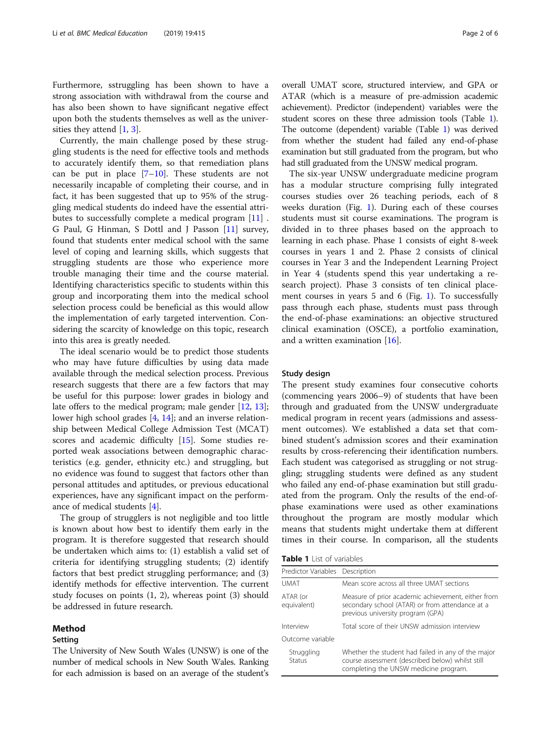Furthermore, sstruggling has been shown to have a strong association with withdrawal from the course and has also been shown to have significant negative effect upon both the students themselves as well as the universities they attend [1, 3].

Currently, the main challenge posed by these struggling students is the need for effective tools and methods to accurately identify them, so that remediation plans can be put in place [7–10]. These students are not necessarily incapable of completing their course, and in fact, it has been suggested that up to 95% of the struggling medical students do indeed have the essential attributes to successfully complete a medical program [11] . G Paul, G Hinman, S Dottl and J Passon [11] survey, found that students enter medical school with the same level of coping and learning skills, which suggests that struggling students are those who experience more trouble managing their time and the course material. Identifying characteristics specific to students within this group and incorporating them into the medical school selection process could be beneficial as this would allow the implementation of early targeted intervention. Considering the scarcity of knowledge on this topic, research into this area is greatly needed.

The ideal scenario would be to predict those students who may have future difficulties by using data made available through the medical selection process. Previous research suggests that there are a few factors that may be useful for this purpose: lower grades in biology and late offers to the medical program; male gender [12, 13]; lower high school grades [4, 14]; and an inverse relationship between Medical College Admission Test (MCAT) scores and academic difficulty [15]. Some studies reported weak associations between demographic characteristics (e.g. gender, ethnicity etc.) and struggling, but no evidence was found to suggest that factors other than personal attitudes and aptitudes, or previous educational experiences, have any significant impact on the performance of medical students [4].

The group of strugglers is not negligible and too little is known about how best to identify them early in the program. It is therefore suggested that research should be undertaken which aims to: (1) establish a valid set of criteria for identifying struggling students; (2) identify factors that best predict struggling performance; and (3) identify methods for effective intervention. The current study focuses on points (1, 2), whereas point (3) should be addressed in future research.

## Method

### Setting

The University of New South Wales (UNSW) is one of the number of medical schools in New South Wales. Ranking for each admission is based on an average of the student's overall UMAT score, structured interview, and GPA or ATAR (which is a measure of pre-admission academic achievement). Predictor (independent) variables were the student scores on these three admission tools (Table 1). The outcome (dependent) variable (Table 1) was derived from whether the student had failed any end-of-phase examination but still graduated from the program, but who had still graduated from the UNSW medical program.

The six-year UNSW undergraduate medicine program has a modular structure comprising fully integrated courses studies over 26 teaching periods, each of 8 weeks duration (Fig. 1). During each of these courses students must sit course examinations. The program is divided in to three phases based on the approach to learning in each phase. Phase 1 consists of eight 8-week courses in years 1 and 2. Phase 2 consists of clinical courses in Year 3 and the Independent Learning Project in Year 4 (students spend this year undertaking a research project). Phase 3 consists of ten clinical placement courses in years 5 and 6 (Fig. 1). To successfully pass through each phase, students must pass through the end-of-phase examinations: an objective structured clinical examination (OSCE), a portfolio examination, and a written examination [16].

### Study design

The present study examines four consecutive cohorts (commencing years 2006–9) of students that have been through and graduated from the UNSW undergraduate medical program in recent years (admissions and assessment outcomes). We established a data set that combined student's admission scores and their examination results by cross-referencing their identification numbers. Each student was categorised as struggling or not struggling; struggling students were defined as any student who failed any end-of-phase examination but still graduated from the program. Only the results of the end-of-phase examinations were used as other examinations throughout the program are mostly modular which means that students might undertake them at different times in their course. In comparison, all the students

**Table 1** List of variables

| Predictor Variables | Description |
|---|---|
| UMAT | Mean score across all three UMAT sections |
| ATAR (or equivalent) | Measure of prior academic achievement, either from secondary school (ATAR) or from attendance at a previous university program (GPA) |
| Interview | Total score of their UNSW admission interview |
| Outcome variable | |
| Struggling Status | Whether the student had failed in any of the major course assessment (described below) whilst still completing the UNSW medicine program. |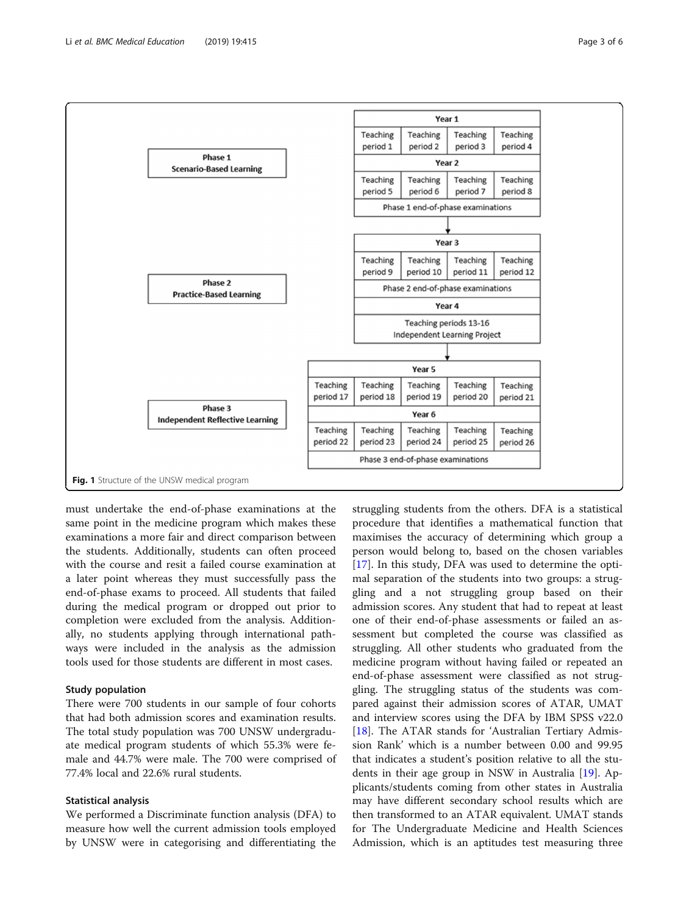| Phase | Year | Teaching periods |
| --- | --- | --- |
| Phase 1 Scenario-Based Learning | Year 1 | Teaching period 1, Teaching period 2, Teaching period 3, Teaching period 4 |
| | Year 2 | Teaching period 5, Teaching period 6, Teaching period 7, Teaching period 8 |
| | | Phase 1 end-of-phase examinations |
| Phase 2 Practice-Based Learning | Year 3 | Teaching period 9, Teaching period 10, Teaching period 11, Teaching period 12 |
| | | Phase 2 end-of-phase examinations |
| | Year 4 | Teaching periods 13-16 Independent Learning Project |
| Phase 3 Independent Reflective Learning | Year 5 | Teaching period 17, Teaching period 18, Teaching period 19, Teaching period 20, Teaching period 21 |
| | Year 6 | Teaching period 22, Teaching period 23, Teaching period 24, Teaching period 25, Teaching period 26 |
| | | Phase 3 end-of-phase examinations |

**Fig. 1** Structure of the UNSW medical program

must undertake the end-of-phase examinations at the same point in the medicine program which makes these examinations a more fair and direct comparison between the students. Additionally, students can often proceed with the course and resit a failed course examination at a later point whereas they must successfully pass the end-of-phase exams to proceed. All students that failed during the medical program or dropped out prior to completion were excluded from the analysis. Additionally, no students applying through international pathways were included in the analysis as the admission tools used for those students are different in most cases.

### Study population

There were 700 students in our sample of four cohorts that had both admission scores and examination results. The total study population was 700 UNSW undergraduate medical program students of which 55.3% were female and 44.7% were male. The 700 were comprised of 77.4% local and 22.6% rural students.

### Statistical analysis

We performed a Discriminate function analysis (DFA) to measure how well the current admission tools employed by UNSW were in categorising and differentiating the struggling students from the others. DFA is a statistical procedure that identifies a mathematical function that maximises the accuracy of determining which group a person would belong to, based on the chosen variables [17]. In this study, DFA was used to determine the optimal separation of the students into two groups: a struggling and a not struggling group based on their admission scores. Any student that had to repeat at least one of their end-of-phase assessments or failed an assessment but completed the course was classified as struggling. All other students who graduated from the medicine program without having failed or repeated an end-of-phase assessment were classified as not struggling. The struggling status of the students was compared against their admission scores of ATAR, UMAT and interview scores using the DFA by IBM SPSS v22.0 [18]. The ATAR stands for 'Australian Tertiary Admission Rank' which is a number between 0.00 and 99.95 that indicates a student's position relative to all the students in their age group in NSW in Australia [19]. Applicants/students coming from other states in Australia may have different secondary school results which are then transformed to an ATAR equivalent. UMAT stands for The Undergraduate Medicine and Health Sciences Admission, which is an aptitudes test measuring three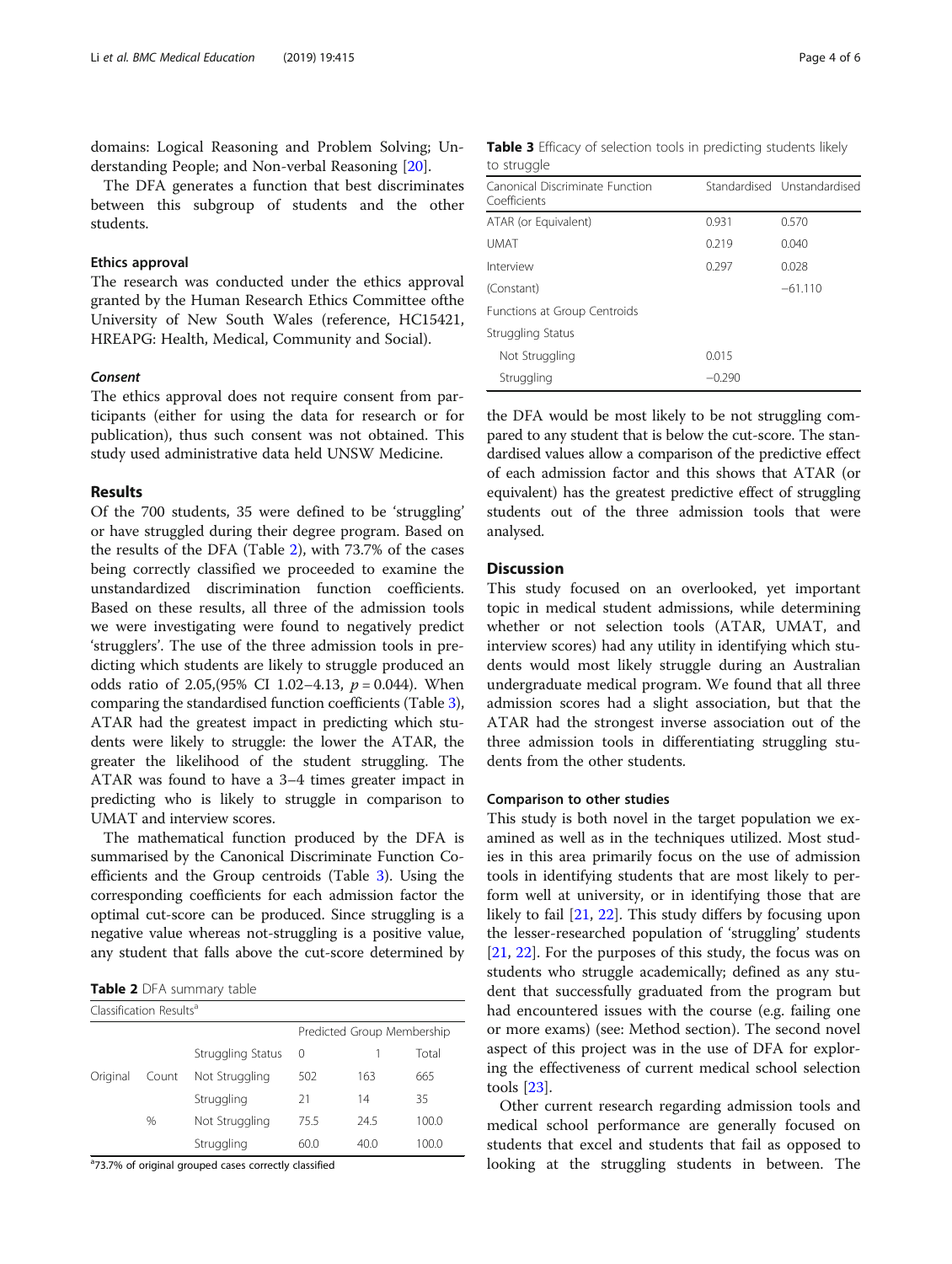domains: Logical Reasoning and Problem Solving; Understanding People; and Non-verbal Reasoning [20].

The DFA generates a function that best discriminates between this subgroup of students and the other students.

### Ethics approval

The research was conducted under the ethics approval granted by the Human Research Ethics Committee ofthe University of New South Wales (reference, HC15421, HREAPG: Health, Medical, Community and Social).

#### *Consent*

The ethics approval does not require consent from participants (either for using the data for research or for publication), thus such consent was not obtained. This study used administrative data held UNSW Medicine.

## Results

Of the 700 students, 35 were defined to be 'struggling' or have struggled during their degree program. Based on the results of the DFA (Table 2), with 73.7% of the cases being correctly classified we proceeded to examine the unstandardized discrimination function coefficients. Based on these results, all three of the admission tools we were investigating were found to negatively predict 'strugglers'. The use of the three admission tools in predicting which students are likely to struggle produced an odds ratio of 2.05,(95% CI 1.02–4.13, $p = 0.044$). When comparing the standardised function coefficients (Table 3), ATAR had the greatest impact in predicting which students were likely to struggle: the lower the ATAR, the greater the likelihood of the student struggling. The ATAR was found to have a 3–4 times greater impact in predicting who is likely to struggle in comparison to UMAT and interview scores.

The mathematical function produced by the DFA is summarised by the Canonical Discriminate Function Coefficients and the Group centroids (Table 3). Using the corresponding coefficients for each admission factor the optimal cut-score can be produced. Since struggling is a negative value whereas not-struggling is a positive value, any student that falls above the cut-score determined by the DFA would be most likely to be not struggling compared to any student that is below the cut-score. The standardised values allow a comparison of the predictive effect of each admission factor and this shows that ATAR (or equivalent) has the greatest predictive effect of struggling students out of the three admission tools that were analysed.

**Table 2** DFA summary table

| Classification Results[a] | | | | | |
|---|---|---|---|---|---|
| | | | Predicted Group Membership | | |
| | | Struggling Status | 0 | 1 | Total |
| Original | Count | Not Struggling | 502 | 163 | 665 |
| | | Struggling | 21 | 14 | 35 |
| | % | Not Struggling | 75.5 | 24.5 | 100.0 |
| | | Struggling | 60.0 | 40.0 | 100.0 |

[a]73.7% of original grouped cases correctly classified

**Table 3** Efficacy of selection tools in predicting students likely to struggle

| Canonical Discriminate Function Coefficients | Standardised | Unstandardised |
|---|---|---|
| ATAR (or Equivalent) | 0.931 | 0.570 |
| UMAT | 0.219 | 0.040 |
| Interview | 0.297 | 0.028 |
| (Constant) | | −61.110 |
| Functions at Group Centroids | | |
| Struggling Status | | |
| Not Struggling | 0.015 | |
| Struggling | −0.290 | |

## Discussion

This study focused on an overlooked, yet important topic in medical student admissions, while determining whether or not selection tools (ATAR, UMAT, and interview scores) had any utility in identifying which students would most likely struggle during an Australian undergraduate medical program. We found that all three admission scores had a slight association, but that the ATAR had the strongest inverse association out of the three admission tools in differentiating struggling students from the other students.

### Comparison to other studies

This study is both novel in the target population we examined as well as in the techniques utilized. Most studies in this area primarily focus on the use of admission tools in identifying students that are most likely to perform well at university, or in identifying those that are likely to fail [21, 22]. This study differs by focusing upon the lesser-researched population of 'struggling' students [21, 22]. For the purposes of this study, the focus was on students who struggle academically; defined as any student that successfully graduated from the program but had encountered issues with the course (e.g. failing one or more exams) (see: Method section). The second novel aspect of this project was in the use of DFA for exploring the effectiveness of current medical school selection tools [23].

Other current research regarding admission tools and medical school performance are generally focused on students that excel and students that fail as opposed to looking at the struggling students in between. The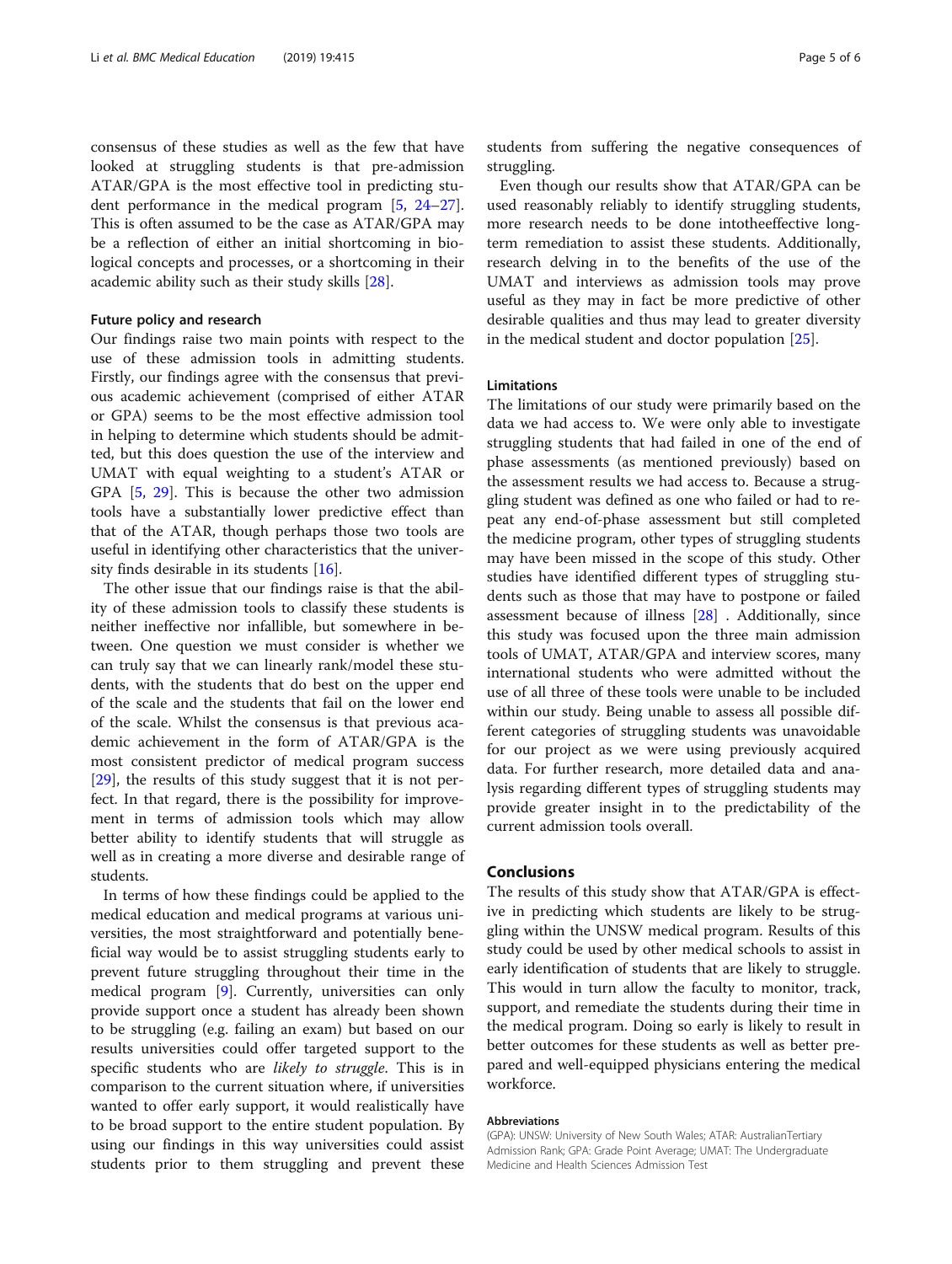consensus of these studies as well as the few that have looked at struggling students is that pre-admission ATAR/GPA is the most effective tool in predicting student performance in the medical program [5, 24–27]. This is often assumed to be the case as ATAR/GPA may be a reflection of either an initial shortcoming in biological concepts and processes, or a shortcoming in their academic ability such as their study skills [28].

### Future policy and research

Our findings raise two main points with respect to the use of these admission tools in admitting students. Firstly, our findings agree with the consensus that previous academic achievement (comprised of either ATAR or GPA) seems to be the most effective admission tool in helping to determine which students should be admitted, but this does question the use of the interview and UMAT with equal weighting to a student's ATAR or GPA [5, 29]. This is because the other two admission tools have a substantially lower predictive effect than that of the ATAR, though perhaps those two tools are useful in identifying other characteristics that the university finds desirable in its students [16].

The other issue that our findings raise is that the ability of these admission tools to classify these students is neither ineffective nor infallible, but somewhere in between. One question we must consider is whether we can truly say that we can linearly rank/model these students, with the students that do best on the upper end of the scale and the students that fail on the lower end of the scale. Whilst the consensus is that previous academic achievement in the form of ATAR/GPA is the most consistent predictor of medical program success [29], the results of this study suggest that it is not perfect. In that regard, there is the possibility for improvement in terms of admission tools which may allow better ability to identify students that will struggle as well as in creating a more diverse and desirable range of students.

In terms of how these findings could be applied to the medical education and medical programs at various universities, the most straightforward and potentially beneficial way would be to assist struggling students early to prevent future struggling throughout their time in the medical program [9]. Currently, universities can only provide support once a student has already been shown to be struggling (e.g. failing an exam) but based on our results universities could offer targeted support to the specific students who are *likely to struggle*. This is in comparison to the current situation where, if universities wanted to offer early support, it would realistically have to be broad support to the entire student population. By using our findings in this way universities could assist students prior to them struggling and prevent these students from suffering the negative consequences of struggling.

Even though our results show that ATAR/GPA can be used reasonably reliably to identify struggling students, more research needs to be done intotheeffective long-term remediation to assist these students. Additionally, research delving in to the benefits of the use of the UMAT and interviews as admission tools may prove useful as they may in fact be more predictive of other desirable qualities and thus may lead to greater diversity in the medical student and doctor population [25].

### Limitations

The limitations of our study were primarily based on the data we had access to. We were only able to investigate struggling students that had failed in one of the end of phase assessments (as mentioned previously) based on the assessment results we had access to. Because a struggling student was defined as one who failed or had to repeat any end-of-phase assessment but still completed the medicine program, other types of struggling students may have been missed in the scope of this study. Other studies have identified different types of struggling students such as those that may have to postpone or failed assessment because of illness [28] . Additionally, since this study was focused upon the three main admission tools of UMAT, ATAR/GPA and interview scores, many international students who were admitted without the use of all three of these tools were unable to be included within our study. Being unable to assess all possible different categories of struggling students was unavoidable for our project as we were using previously acquired data. For further research, more detailed data and analysis regarding different types of struggling students may provide greater insight in to the predictability of the current admission tools overall.

## Conclusions

The results of this study show that ATAR/GPA is effective in predicting which students are likely to be struggling within the UNSW medical program. Results of this study could be used by other medical schools to assist in early identification of students that are likely to struggle. This would in turn allow the faculty to monitor, track, support, and remediate the students during their time in the medical program. Doing so early is likely to result in better outcomes for these students as well as better prepared and well-equipped physicians entering the medical workforce.

#### Abbreviations

(GPA): UNSW: University of New South Wales; ATAR: AustralianTertiary Admission Rank; GPA: Grade Point Average; UMAT: The Undergraduate Medicine and Health Sciences Admission Test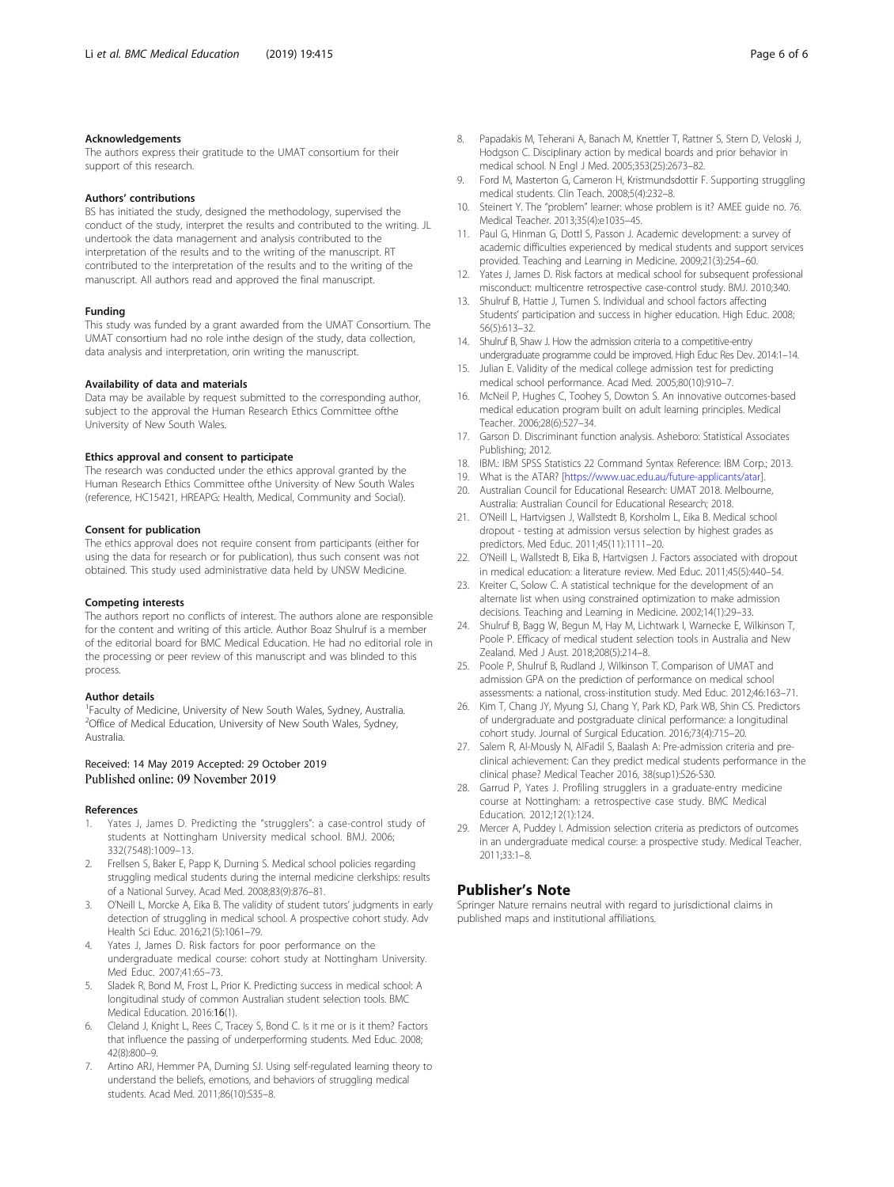#### Acknowledgements
The authors express their gratitude to the UMAT consortium for their support of this research.

#### Authors' contributions
BS has initiated the study, designed the methodology, supervised the conduct of the study, interpret the results and contributed to the writing. JL undertook the data management and analysis contributed to the interpretation of the results and to the writing of the manuscript. RT contributed to the interpretation of the results and to the writing of the manuscript. All authors read and approved the final manuscript.

#### Funding
This study was funded by a grant awarded from the UMAT Consortium. The UMAT consortium had no role inthe design of the study, data collection, data analysis and interpretation, orin writing the manuscript.

#### Availability of data and materials
Data may be available by request submitted to the corresponding author, subject to the approval the Human Research Ethics Committee ofthe University of New South Wales.

#### Ethics approval and consent to participate
The research was conducted under the ethics approval granted by the Human Research Ethics Committee ofthe University of New South Wales (reference, HC15421, HREAPG: Health, Medical, Community and Social).

#### Consent for publication
The ethics approval does not require consent from participants (either for using the data for research or for publication), thus such consent was not obtained. This study used administrative data held by UNSW Medicine.

#### Competing interests
The authors report no conflicts of interest. The authors alone are responsible for the content and writing of this article. Author Boaz Shulruf is a member of the editorial board for BMC Medical Education. He had no editorial role in the processing or peer review of this manuscript and was blinded to this process.

#### Author details
[1]Faculty of Medicine, University of New South Wales, Sydney, Australia. [2]Office of Medical Education, University of New South Wales, Sydney, Australia.

Received: 14 May 2019 Accepted: 29 October 2019
Published online: 09 November 2019

#### References
1. Yates J, James D. Predicting the "strugglers": a case-control study of students at Nottingham University medical school. BMJ. 2006; 332(7548):1009–13.
2. Frellsen S, Baker E, Papp K, Durning S. Medical school policies regarding struggling medical students during the internal medicine clerkships: results of a National Survey. Acad Med. 2008;83(9):876–81.
3. O'Neill L, Morcke A, Eika B. The validity of student tutors' judgments in early detection of struggling in medical school. A prospective cohort study. Adv Health Sci Educ. 2016;21(5):1061–79.
4. Yates J, James D. Risk factors for poor performance on the undergraduate medical course: cohort study at Nottingham University. Med Educ. 2007;41:65–73.
5. Sladek R, Bond M, Frost L, Prior K. Predicting success in medical school: A longitudinal study of common Australian student selection tools. BMC Medical Education. 2016:**16**(1).
6. Cleland J, Knight L, Rees C, Tracey S, Bond C. Is it me or is it them? Factors that influence the passing of underperforming students. Med Educ. 2008; 42(8):800–9.
7. Artino ARJ, Hemmer PA, Durning SJ. Using self-regulated learning theory to understand the beliefs, emotions, and behaviors of struggling medical students. Acad Med. 2011;86(10):S35–8.
8. Papadakis M, Teherani A, Banach M, Knettler T, Rattner S, Stern D, Veloski J, Hodgson C. Disciplinary action by medical boards and prior behavior in medical school. N Engl J Med. 2005;353(25):2673–82.
9. Ford M, Masterton G, Cameron H, Kristmundsdottir F. Supporting struggling medical students. Clin Teach. 2008;5(4):232–8.
10. Steinert Y. The "problem" learner: whose problem is it? AMEE guide no. 76. Medical Teacher. 2013;35(4):e1035–45.
11. Paul G, Hinman G, Dottl S, Passon J. Academic development: a survey of academic difficulties experienced by medical students and support services provided. Teaching and Learning in Medicine. 2009;21(3):254–60.
12. Yates J, James D. Risk factors at medical school for subsequent professional misconduct: multicentre retrospective case-control study. BMJ. 2010;340.
13. Shulruf B, Hattie J, Tumen S. Individual and school factors affecting Students' participation and success in higher education. High Educ. 2008; 56(5):613–32.
14. Shulruf B, Shaw J. How the admission criteria to a competitive-entry undergraduate programme could be improved. High Educ Res Dev. 2014:1–14.
15. Julian E. Validity of the medical college admission test for predicting medical school performance. Acad Med. 2005;80(10):910–7.
16. McNeil P, Hughes C, Toohey S, Dowton S. An innovative outcomes-based medical education program built on adult learning principles. Medical Teacher. 2006;28(6):527–34.
17. Garson D. Discriminant function analysis. Asheboro: Statistical Associates Publishing; 2012.
18. IBM.: IBM SPSS Statistics 22 Command Syntax Reference: IBM Corp.; 2013.
19. What is the ATAR? [https://www.uac.edu.au/future-applicants/atar].
20. Australian Council for Educational Research: UMAT 2018. Melbourne, Australia: Australian Council for Educational Research; 2018.
21. O'Neill L, Hartvigsen J, Wallstedt B, Korsholm L, Eika B. Medical school dropout - testing at admission versus selection by highest grades as predictors. Med Educ. 2011;45(11):1111–20.
22. O'Neill L, Wallstedt B, Eika B, Hartvigsen J. Factors associated with dropout in medical education: a literature review. Med Educ. 2011;45(5):440–54.
23. Kreiter C, Solow C. A statistical technique for the development of an alternate list when using constrained optimization to make admission decisions. Teaching and Learning in Medicine. 2002;14(1):29–33.
24. Shulruf B, Bagg W, Begum M, Hay M, Lichtwark I, Warnecke E, Wilkinson T, Poole P. Efficacy of medical student selection tools in Australia and New Zealand. Med J Aust. 2018;208(5):214–8.
25. Poole P, Shulruf B, Rudland J, Wilkinson T. Comparison of UMAT and admission GPA on the prediction of performance on medical school assessments: a national, cross-institution study. Med Educ. 2012;46:163–71.
26. Kim T, Chang JY, Myung SJ, Chang Y, Park KD, Park WB, Shin CS. Predictors of undergraduate and postgraduate clinical performance: a longitudinal cohort study. Journal of Surgical Education. 2016;73(4):715–20.
27. Salem R, Al-Mously N, AlFadil S, Baalash A: Pre-admission criteria and pre-clinical achievement: Can they predict medical students performance in the clinical phase? Medical Teacher 2016, 38(sup1):S26-S30.
28. Garrud P, Yates J. Profiling strugglers in a graduate-entry medicine course at Nottingham: a retrospective case study. BMC Medical Education. 2012;12(1):124.
29. Mercer A, Puddey I. Admission selection criteria as predictors of outcomes in an undergraduate medical course: a prospective study. Medical Teacher. 2011;33:1–8.

## Publisher's Note
Springer Nature remains neutral with regard to jurisdictional claims in published maps and institutional affiliations.